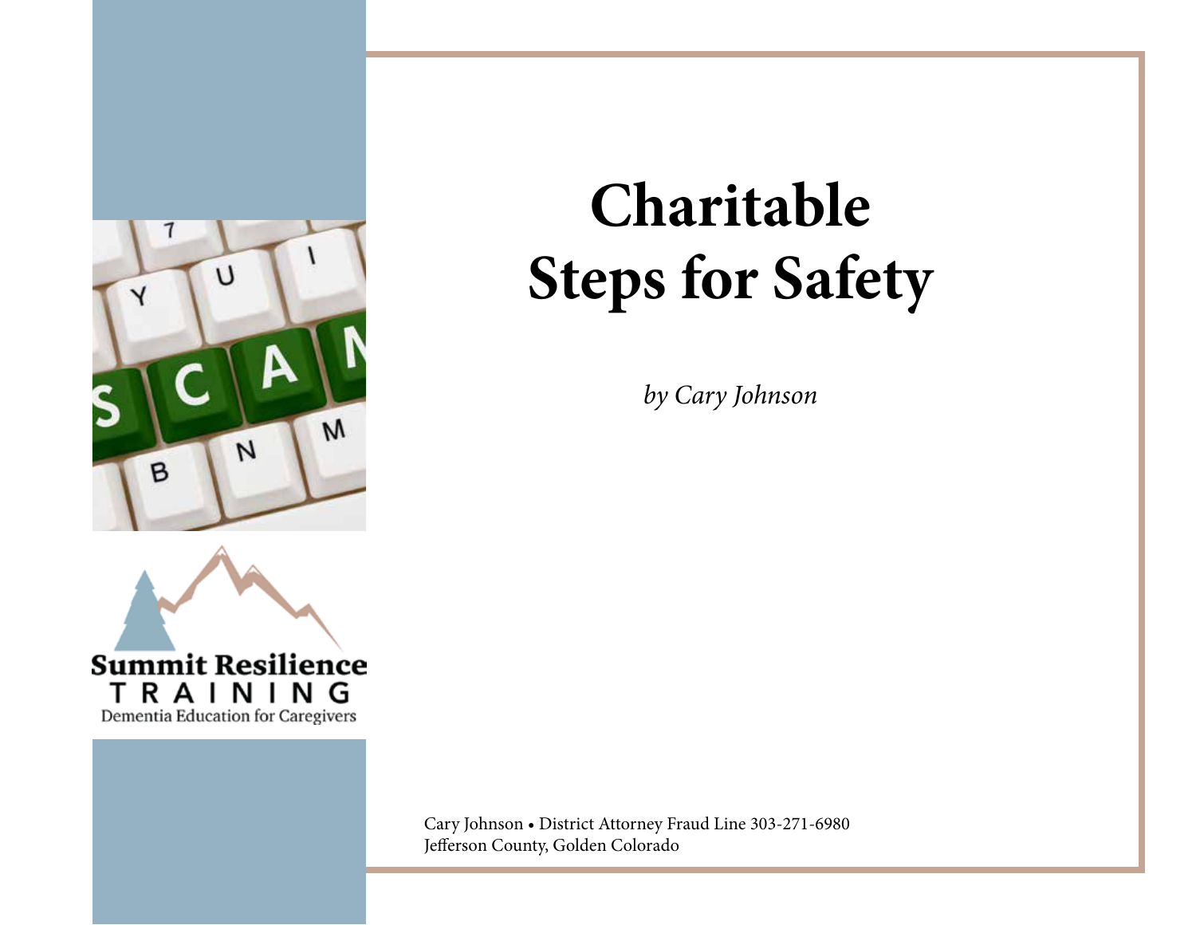# Charitable Steps for Safety

*by Cary Johnson*

Summit Resilience TRAINING
Dementia Education for Caregivers

Cary Johnson • District Attorney Fraud Line 303-271-6980
Jefferson County, Golden Colorado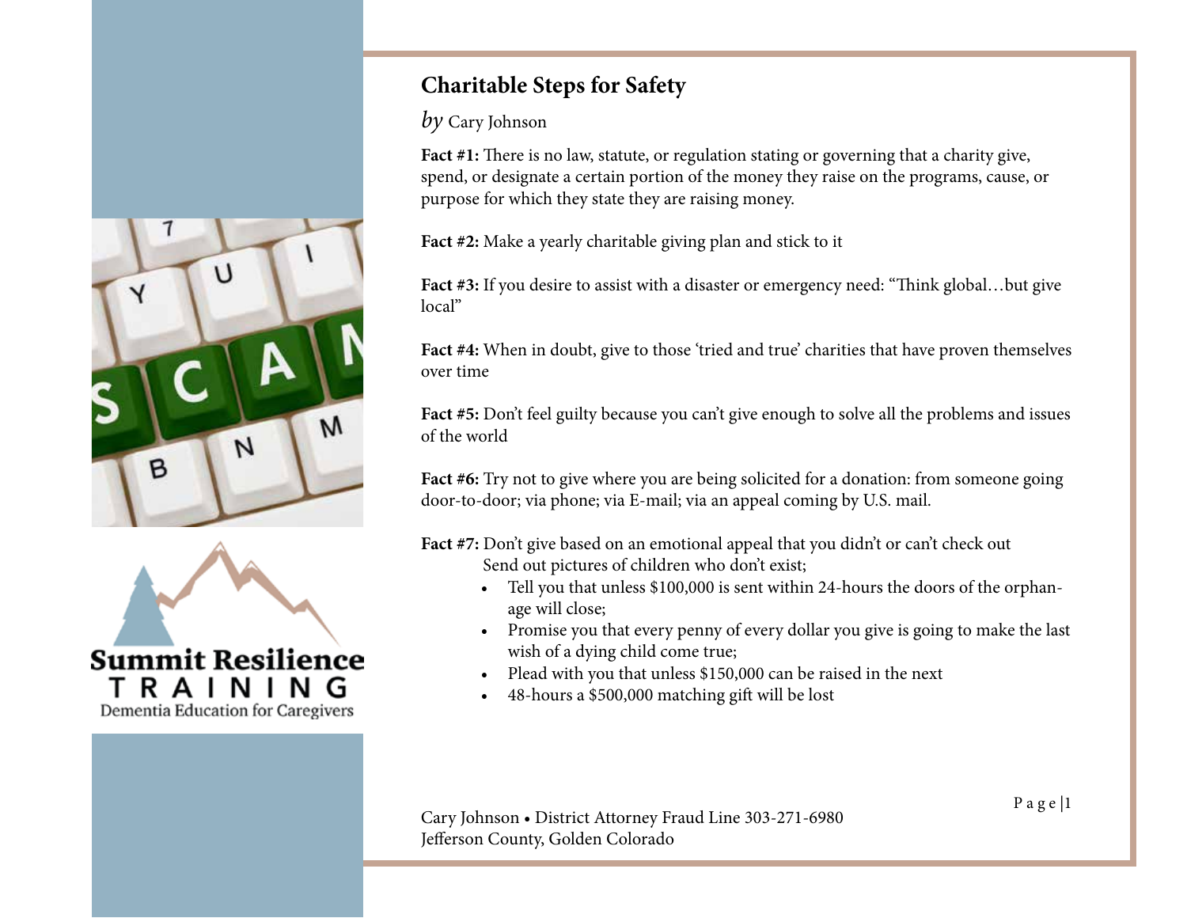## Charitable Steps for Safety

*by* Cary Johnson

**Fact #1:** There is no law, statute, or regulation stating or governing that a charity give, spend, or designate a certain portion of the money they raise on the programs, cause, or purpose for which they state they are raising money.

**Fact #2:** Make a yearly charitable giving plan and stick to it

**Fact #3:** If you desire to assist with a disaster or emergency need: "Think global…but give local"

**Fact #4:** When in doubt, give to those 'tried and true' charities that have proven themselves over time

**Fact #5:** Don't feel guilty because you can't give enough to solve all the problems and issues of the world

**Fact #6:** Try not to give where you are being solicited for a donation: from someone going door-to-door; via phone; via E-mail; via an appeal coming by U.S. mail.

**Fact #7:** Don't give based on an emotional appeal that you didn't or can't check out

Send out pictures of children who don't exist;

- Tell you that unless $100,000 is sent within 24-hours the doors of the orphanage will close;
- Promise you that every penny of every dollar you give is going to make the last wish of a dying child come true;
- Plead with you that unless $150,000 can be raised in the next
- 48-hours a $500,000 matching gift will be lost

Summit Resilience TRAINING
Dementia Education for Caregivers

Cary Johnson • District Attorney Fraud Line 303-271-6980
Jefferson County, Golden Colorado